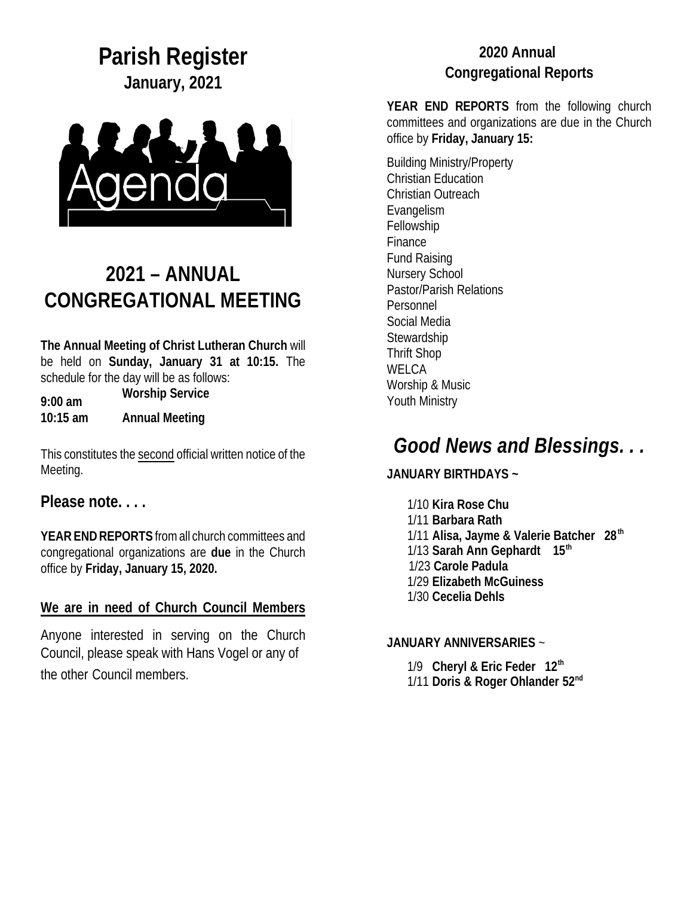# Parish Register

**January, 2021**

Agenda

## 2021 – ANNUAL CONGREGATIONAL MEETING

**The Annual Meeting of Christ Lutheran Church** will be held on **Sunday, January 31 at 10:15.** The schedule for the day will be as follows:

**9:00 am** **Worship Service**
**10:15 am** **Annual Meeting**

This constitutes the second official written notice of the Meeting.

### Please note. . . .

**YEAR END REPORTS** from all church committees and congregational organizations are **due** in the Church office by **Friday, January 15, 2020.**

**We are in need of Church Council Members**

Anyone interested in serving on the Church Council, please speak with Hans Vogel or any of the other Council members.

## 2020 Annual Congregational Reports

**YEAR END REPORTS** from the following church committees and organizations are due in the Church office by **Friday, January 15:**

Building Ministry/Property
Christian Education
Christian Outreach
Evangelism
Fellowship
Finance
Fund Raising
Nursery School
Pastor/Parish Relations
Personnel
Social Media
Stewardship
Thrift Shop
WELCA
Worship & Music
Youth Ministry

## *Good News and Blessings. . .*

**JANUARY BIRTHDAYS ~**

1/10 **Kira Rose Chu**
1/11 **Barbara Rath**
1/11 **Alisa, Jayme & Valerie Batcher 28th**
1/13 **Sarah Ann Gephardt 15th**
1/23 **Carole Padula**
1/29 **Elizabeth McGuiness**
1/30 **Cecelia Dehls**

**JANUARY ANNIVERSARIES** ~

1/9 **Cheryl & Eric Feder 12th**
1/11 **Doris & Roger Ohlander 52nd**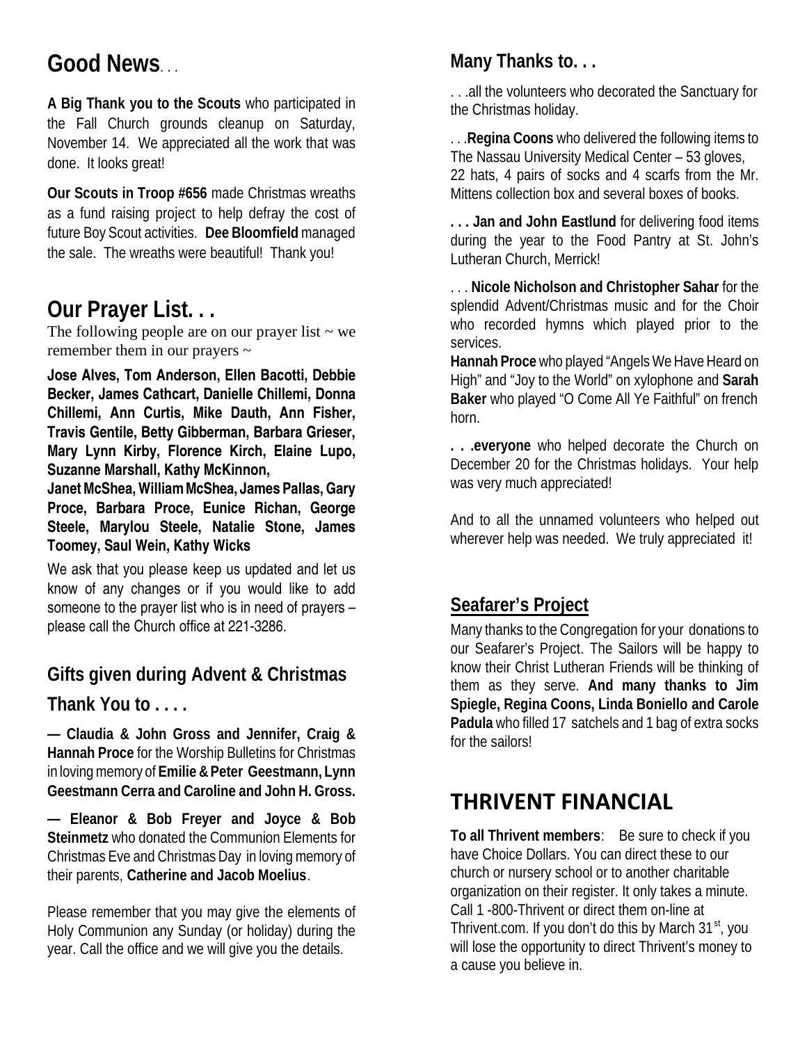## Good News. . .

**A Big Thank you to the Scouts** who participated in the Fall Church grounds cleanup on Saturday, November 14. We appreciated all the work that was done. It looks great!

**Our Scouts in Troop #656** made Christmas wreaths as a fund raising project to help defray the cost of future Boy Scout activities. **Dee Bloomfield** managed the sale. The wreaths were beautiful! Thank you!

## Our Prayer List. . .

The following people are on our prayer list ~ we remember them in our prayers ~

**Jose Alves, Tom Anderson, Ellen Bacotti, Debbie Becker, James Cathcart, Danielle Chillemi, Donna Chillemi, Ann Curtis, Mike Dauth, Ann Fisher, Travis Gentile, Betty Gibberman, Barbara Grieser, Mary Lynn Kirby, Florence Kirch, Elaine Lupo, Suzanne Marshall, Kathy McKinnon, Janet McShea, William McShea, James Pallas, Gary Proce, Barbara Proce, Eunice Richan, George Steele, Marylou Steele, Natalie Stone, James Toomey, Saul Wein, Kathy Wicks**

We ask that you please keep us updated and let us know of any changes or if you would like to add someone to the prayer list who is in need of prayers – please call the Church office at 221-3286.

### Gifts given during Advent & Christmas

### Thank You to . . . .

**— Claudia & John Gross and Jennifer, Craig & Hannah Proce** for the Worship Bulletins for Christmas in loving memory of **Emilie & Peter Geestmann, Lynn Geestmann Cerra and Caroline and John H. Gross.**

**— Eleanor & Bob Freyer and Joyce & Bob Steinmetz** who donated the Communion Elements for Christmas Eve and Christmas Day in loving memory of their parents, **Catherine and Jacob Moelius**.

Please remember that you may give the elements of Holy Communion any Sunday (or holiday) during the year. Call the office and we will give you the details.

### Many Thanks to. . .

. . .all the volunteers who decorated the Sanctuary for the Christmas holiday.

. . .**Regina Coons** who delivered the following items to The Nassau University Medical Center – 53 gloves, 22 hats, 4 pairs of socks and 4 scarfs from the Mr. Mittens collection box and several boxes of books.

**. . . Jan and John Eastlund** for delivering food items during the year to the Food Pantry at St. John's Lutheran Church, Merrick!

. . . **Nicole Nicholson and Christopher Sahar** for the splendid Advent/Christmas music and for the Choir who recorded hymns which played prior to the services.

**Hannah Proce** who played "Angels We Have Heard on High" and "Joy to the World" on xylophone and **Sarah Baker** who played "O Come All Ye Faithful" on french horn.

**. . .everyone** who helped decorate the Church on December 20 for the Christmas holidays. Your help was very much appreciated!

And to all the unnamed volunteers who helped out wherever help was needed. We truly appreciated it!

### Seafarer's Project

Many thanks to the Congregation for your donations to our Seafarer's Project. The Sailors will be happy to know their Christ Lutheran Friends will be thinking of them as they serve. **And many thanks to Jim Spiegle, Regina Coons, Linda Boniello and Carole Padula** who filled 17 satchels and 1 bag of extra socks for the sailors!

## THRIVENT FINANCIAL

**To all Thrivent members**: Be sure to check if you have Choice Dollars. You can direct these to our church or nursery school or to another charitable organization on their register. It only takes a minute. Call 1 -800-Thrivent or direct them on-line at Thrivent.com. If you don't do this by March 31st, you will lose the opportunity to direct Thrivent's money to a cause you believe in.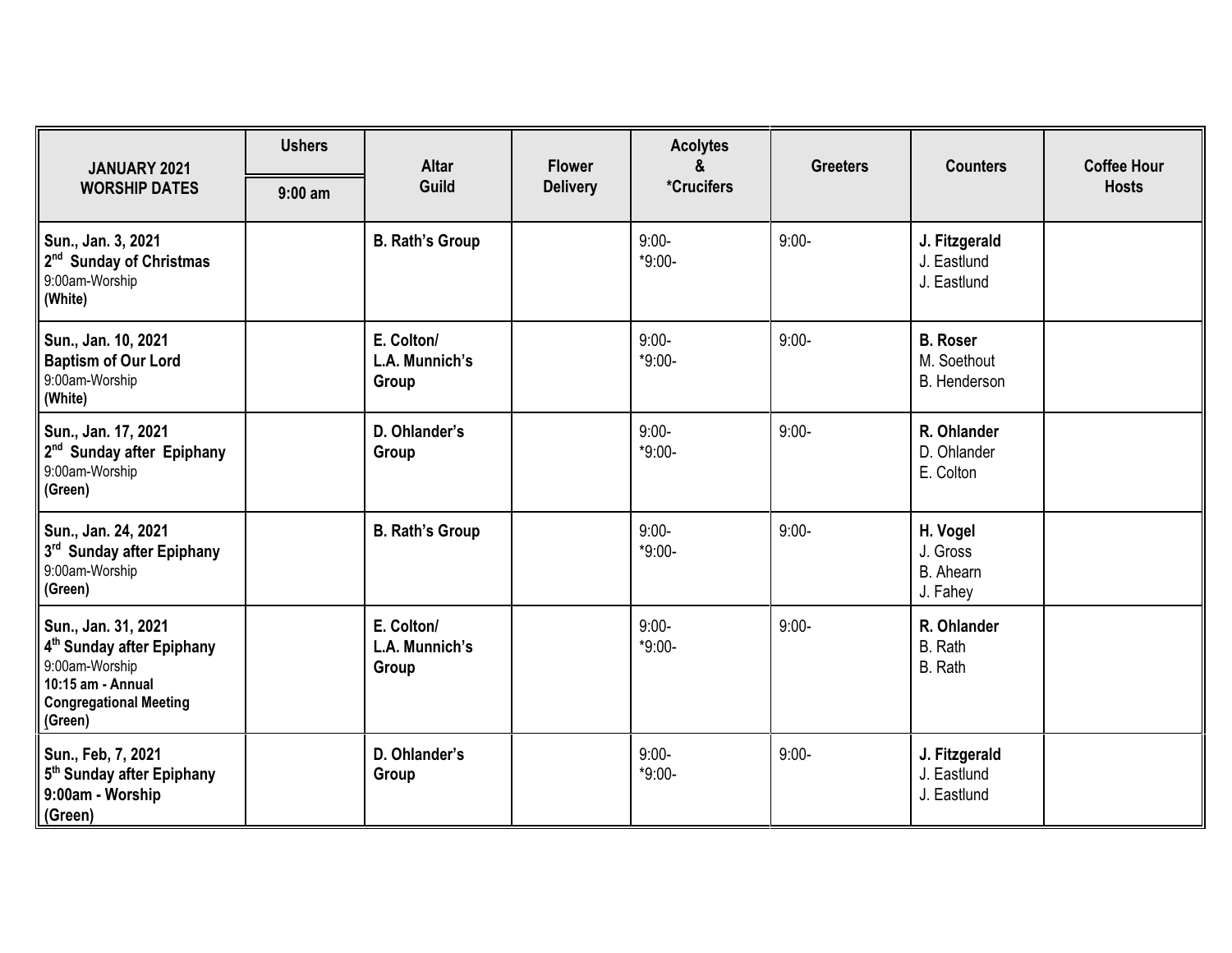| JANUARY 2021 WORSHIP DATES | Ushers | Altar Guild | Flower Delivery | Acolytes & *Crucifers | Greeters | Counters | Coffee Hour Hosts |
|---|---|---|---|---|---|---|---|
| | 9:00 am | | | | | | |
| **Sun., Jan. 3, 2021**<br>**2nd Sunday of Christmas**<br>9:00am-Worship<br>**(White)** | | **B. Rath's Group** | | 9:00-<br>*9:00- | 9:00- | **J. Fitzgerald**<br>J. Eastlund<br>J. Eastlund | |
| **Sun., Jan. 10, 2021**<br>**Baptism of Our Lord**<br>9:00am-Worship<br>**(White)** | | **E. Colton/ L.A. Munnich's Group** | | 9:00-<br>*9:00- | 9:00- | **B. Roser**<br>M. Soethout<br>B. Henderson | |
| **Sun., Jan. 17, 2021**<br>**2nd Sunday after Epiphany**<br>9:00am-Worship<br>**(Green)** | | **D. Ohlander's Group** | | 9:00-<br>*9:00- | 9:00- | **R. Ohlander**<br>D. Ohlander<br>E. Colton | |
| **Sun., Jan. 24, 2021**<br>**3rd Sunday after Epiphany**<br>9:00am-Worship<br>**(Green)** | | **B. Rath's Group** | | 9:00-<br>*9:00- | 9:00- | **H. Vogel**<br>J. Gross<br>B. Ahearn<br>J. Fahey | |
| **Sun., Jan. 31, 2021**<br>**4th Sunday after Epiphany**<br>9:00am-Worship<br>**10:15 am - Annual Congregational Meeting**<br>**(Green)** | | **E. Colton/ L.A. Munnich's Group** | | 9:00-<br>*9:00- | 9:00- | **R. Ohlander**<br>B. Rath<br>B. Rath | |
| **Sun., Feb, 7, 2021**<br>**5th Sunday after Epiphany**<br>**9:00am - Worship**<br>**(Green)** | | **D. Ohlander's Group** | | 9:00-<br>*9:00- | 9:00- | **J. Fitzgerald**<br>J. Eastlund<br>J. Eastlund | |